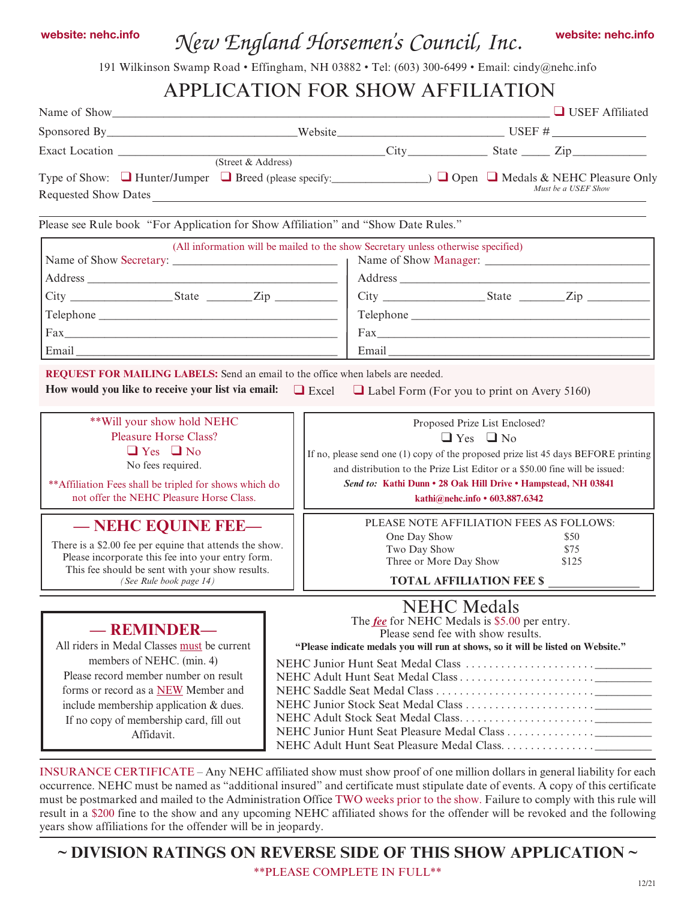website: nehc.info

# New England Horsemen's Council, Inc.

website: nehc.info

191 Wilkinson Swamp Road • Effingham, NH 03882 • Tel: (603) 300-6499 • Email: cindy@nehc.info

## APPLICATION FOR SHOW AFFILIATION

Name of Show_______________________________________________ ❑ USEF Affiliated

Sponsored By___________________________ Website_______________________ USEF # ____________

Exact Location ______________________________________ City____________ State _____ Zip___________
(Street & Address)

Type of Show: ❑ Hunter/Jumper ❑ Breed (please specify:_______________) ❑ Open ❑ Medals & NEHC Pleasure Only
*Must be a USEF Show*

Requested Show Dates ______________________________________________________________

Please see Rule book "For Application for Show Affiliation" and "Show Date Rules."

(All information will be mailed to the show Secretary unless otherwise specified)

| Name of Show Secretary: ________________________ | Name of Show Manager: ________________________ |
|---|---|
| Address ________________________ | Address ________________________ |
| City ______________ State _______ Zip _________ | City ______________ State _______ Zip _________ |
| Telephone ________________________ | Telephone ________________________ |
| Fax ________________________ | Fax ________________________ |
| Email ________________________ | Email ________________________ |

**REQUEST FOR MAILING LABELS:** Send an email to the office when labels are needed.
**How would you like to receive your list via email:** ❑ Excel ❑ Label Form (For you to print on Avery 5160)

**Will your show hold NEHC Pleasure Horse Class?
❑ Yes ❑ No
No fees required.

**Affiliation Fees shall be tripled for shows which do not offer the NEHC Pleasure Horse Class.

Proposed Prize List Enclosed?
❑ Yes ❑ No
If no, please send one (1) copy of the proposed prize list 45 days BEFORE printing and distribution to the Prize List Editor or a $50.00 fine will be issued:
***Send to:* Kathi Dunn • 28 Oak Hill Drive • Hampstead, NH 03841**
**kathi@nehc.info • 603.887.6342**

### — NEHC EQUINE FEE—

There is a $2.00 fee per equine that attends the show. Please incorporate this fee into your entry form. This fee should be sent with your show results.
*(See Rule book page 14)*

PLEASE NOTE AFFILIATION FEES AS FOLLOWS:

| | |
|---|---|
| One Day Show | $50 |
| Two Day Show | $75 |
| Three or More Day Show | $125 |

**TOTAL AFFILIATION FEE $** _______________

### — REMINDER—

All riders in Medal Classes must be current members of NEHC. (min. 4)
Please record member number on result forms or record as a NEW Member and include membership application & dues.
If no copy of membership card, fill out Affidavit.

## NEHC Medals

The ***fee*** for NEHC Medals is $5.00 per entry.
Please send fee with show results.

**"Please indicate medals you will run at shows, so it will be listed on Website."**

NEHC Junior Hunt Seat Medal Class .......................__________
NEHC Adult Hunt Seat Medal Class .......................__________
NEHC Saddle Seat Medal Class ..........................__________
NEHC Junior Stock Seat Medal Class .......................__________
NEHC Adult Stock Seat Medal Class.......................__________
NEHC Junior Hunt Seat Pleasure Medal Class ...............__________
NEHC Adult Hunt Seat Pleasure Medal Class................__________

INSURANCE CERTIFICATE – Any NEHC affiliated show must show proof of one million dollars in general liability for each occurrence. NEHC must be named as "additional insured" and certificate must stipulate date of events. A copy of this certificate must be postmarked and mailed to the Administration Office TWO weeks prior to the show. Failure to comply with this rule will result in a $200 fine to the show and any upcoming NEHC affiliated shows for the offender will be revoked and the following years show affiliations for the offender will be in jeopardy.

**~ DIVISION RATINGS ON REVERSE SIDE OF THIS SHOW APPLICATION ~**

**PLEASE COMPLETE IN FULL**

12/21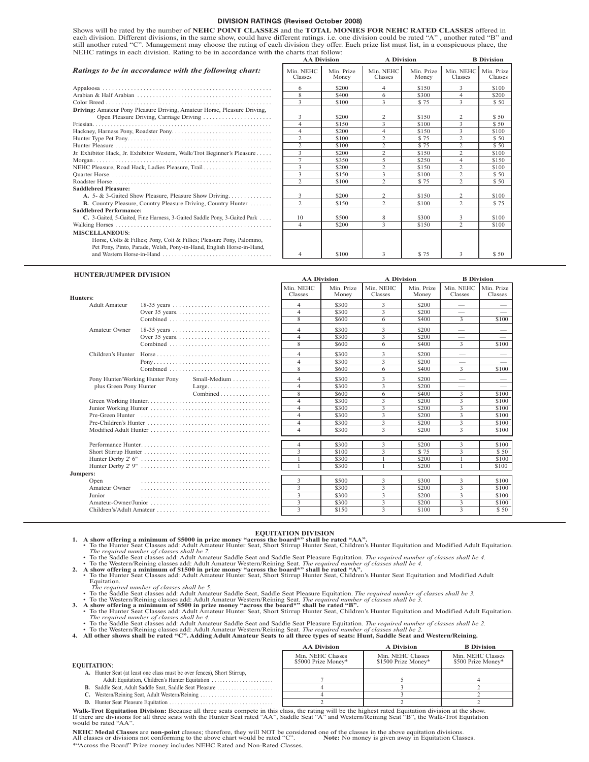## DIVISION RATINGS (Revised October 2008)

Shows will be rated by the number of **NEHC POINT CLASSES** and the **TOTAL MONIES FOR NEHC RATED CLASSES** offered in each division. Different divisions, in the same show, could have different ratings. i.e. one division could be rated "A" , another rated "B" and still another rated "C". Management may choose the rating of each division they offer. Each prize list must list, in a conspicuous place, the NEHC ratings in each division. Rating to be in accordance with the charts that follow:

| *Ratings to be in accordance with the following chart:* | AA Division | | A Division | | B Division | |
|---|---|---|---|---|---|---|
| | Min. NEHC Classes | Min. Prize Money | Min. NEHC Classes | Min. Prize Money | Min. NEHC Classes | Min. Prize Classes |
| Appaloosa | 6 | $200 | 4 | $150 | 3 | $100 |
| Arabian & Half Arabian | 8 | $400 | 6 | $300 | 4 | $200 |
| Color Breed | 3 | $100 | 3 | $ 75 | 3 | $ 50 |
| **Driving:** Amateur Pony Pleasure Driving, Amateur Horse, Pleasure Driving, Open Pleasure Driving, Carriage Driving | 3 | $200 | 2 | $150 | 2 | $ 50 |
| Friesian | 4 | $150 | 3 | $100 | 3 | $ 50 |
| Hackney, Harness Pony, Roadster Pony | 4 | $200 | 4 | $150 | 3 | $100 |
| Hunter Type Pet Pony | 2 | $100 | 2 | $ 75 | 2 | $ 50 |
| Hunter Pleasure | 2 | $100 | 2 | $ 75 | 2 | $ 50 |
| Jr. Exhibitor Hack, Jr. Exhibitor Western, Walk/Trot Beginner's Pleasure | 3 | $200 | 2 | $150 | 2 | $100 |
| Morgan | 7 | $350 | 5 | $250 | 4 | $150 |
| NEHC Pleasure, Road Hack, Ladies Pleasure, Trail | 3 | $200 | 2 | $150 | 2 | $100 |
| Quarter Horse | 3 | $150 | 3 | $100 | 2 | $ 50 |
| Roadster Horse | 2 | $100 | 2 | $ 75 | 2 | $ 50 |
| **Saddlebred Pleasure:** | | | | | | |
| **A.** 5- & 3-Gaited Show Pleasure, Pleasure Show Driving | 3 | $200 | 2 | $150 | 2 | $100 |
| **B.** Country Pleasure, Country Pleasure Driving, Country Hunter | 2 | $150 | 2 | $100 | 2 | $ 75 |
| **Saddlebred Performance:** | | | | | | |
| **C.** 3-Gaited, 5-Gaited, Fine Harness, 3-Gaited Saddle Pony, 3-Gaited Park | 10 | $500 | 8 | $300 | 3 | $100 |
| Walking Horses | 4 | $200 | 3 | $150 | 2 | $100 |
| **MISCELLANEOUS**: Horse, Colts & Fillies; Pony, Colt & Fillies; Pleasure Pony, Palomino, Pet Pony, Pinto, Parade, Welsh, Pony-in-Hand, English Horse-in-Hand, and Western Horse-in-Hand | 4 | $100 | 3 | $ 75 | 3 | $ 50 |

### HUNTER/JUMPER DIVISION

| | | AA Division | | A Division | | B Division | |
|---|---|---|---|---|---|---|---|
| | | Min. NEHC Classes | Min. Prize Money | Min. NEHC Classes | Min. Prize Money | Min. NEHC Classes | Min. Prize Classes |
| **Hunters**: | | | | | | | |
| Adult Amateur | 18-35 years | 4 | $300 | 3 | $200 | — | — |
| | Over 35 years | 4 | $300 | 3 | $200 | — | — |
| | Combined | 8 | $600 | 6 | $400 | 3 | $100 |
| Amateur Owner | 18-35 years | 4 | $300 | 3 | $200 | — | — |
| | Over 35 years | 4 | $300 | 3 | $200 | — | — |
| | Combined | 8 | $600 | 6 | $400 | 3 | $100 |
| Children's Hunter | Horse | 4 | $300 | 3 | $200 | — | — |
| | Pony | 4 | $300 | 3 | $200 | — | — |
| | Combined | 8 | $600 | 6 | $400 | 3 | $100 |
| Pony Hunter/Working Hunter Pony plus Green Pony Hunter | Small-Medium | 4 | $300 | 3 | $200 | — | — |
| | Large | 4 | $300 | 3 | $200 | — | — |
| | Combined | 8 | $600 | 6 | $400 | 3 | $100 |
| Green Working Hunter | | 4 | $300 | 3 | $200 | 3 | $100 |
| Junior Working Hunter | | 4 | $300 | 3 | $200 | 3 | $100 |
| Pre-Green Hunter | | 4 | $300 | 3 | $200 | 3 | $100 |
| Pre-Children's Hunter | | 4 | $300 | 3 | $200 | 3 | $100 |
| Modified Adult Hunter | | 4 | $300 | 3 | $200 | 3 | $100 |
| Performance Hunter | | 4 | $300 | 3 | $200 | 3 | $100 |
| Short Stirrup Hunter | | 3 | $100 | 3 | $ 75 | 3 | $ 50 |
| Hunter Derby 2' 6" | | 1 | $300 | 1 | $200 | 1 | $100 |
| Hunter Derby 2' 9" | | 1 | $300 | 1 | $200 | 1 | $100 |
| **Jumpers:** | | | | | | | |
| Open | | 3 | $500 | 3 | $300 | 3 | $100 |
| Amateur Owner | | 3 | $300 | 3 | $200 | 3 | $100 |
| Junior | | 3 | $300 | 3 | $200 | 3 | $100 |
| Amateur-Owner/Junior | | 3 | $300 | 3 | $200 | 3 | $100 |
| Children's/Adult Amateur | | 3 | $150 | 3 | $100 | 3 | $ 50 |

### EQUITATION DIVISION

1. **A show offering a minimum of $5000 in prize money "across the board*" shall be rated "AA".**
   - To the Hunter Seat Classes add: Adult Amateur Hunter Seat, Short Stirrup Hunter Seat, Children's Hunter Equitation and Modified Adult Equitation. *The required number of classes shall be 7.*
   - To the Saddle Seat classes add: Adult Amateur Saddle Seat and Saddle Seat Pleasure Equitation. *The required number of classes shall be 4.*
   - To the Western/Reining classes add: Adult Amateur Western/Reining Seat. *The required number of classes shall be 4.*
2. **A show offering a minimum of $1500 in prize money "across the board*" shall be rated "A".**
   - To the Hunter Seat Classes add: Adult Amateur Hunter Seat, Short Stirrup Hunter Seat, Children's Hunter Seat Equitation and Modified Adult Equitation. *The required number of classes shall be 5.*
   - To the Saddle Seat classes add: Adult Amateur Saddle Seat, Saddle Seat Pleasure Equitation. *The required number of classes shall be 3.*
   - To the Western/Reining classes add: Adult Amateur Western/Reining Seat. *The required number of classes shall be 3.*
3. **A show offering a minimum of $500 in prize money "across the board*" shall be rated "B".**
   - To the Hunter Seat Classes add: Adult Amateur Hunter Seat, Short Stirrup Hunter Seat, Children's Hunter Equitation and Modified Adult Equitation. *The required number of classes shall be 4.*
   - To the Saddle Seat classes add: Adult Amateur Saddle Seat and Saddle Seat Pleasure Equitation. *The required number of classes shall be 2.*
   - To the Western/Reining classes add: Adult Amateur Western/Reining Seat. *The required number of classes shall be 2.*
4. **All other shows shall be rated "C". Adding Adult Amateur Seats to all three types of seats: Hunt, Saddle Seat and Western/Reining.**

| **EQUITATION**: | AA Division | A Division | B Division |
|---|---|---|---|
| | Min. NEHC Classes $5000 Prize Money* | Min. NEHC Classes $1500 Prize Money* | Min. NEHC Classes $500 Prize Money* |
| **A.** Hunter Seat (at least one class must be over fences), Short Stirrup, Adult Equitation, Children's Hunter Equitation | 7 | 5 | 4 |
| **B.** Saddle Seat, Adult Saddle Seat, Saddle Seat Pleasure | 4 | 3 | 2 |
| **C.** Western/Reining Seat, Adult Western/Reining | 4 | 3 | 2 |
| **D.** Hunter Seat Pleasure Equitation | 2 | 2 | 2 |

**Walk-Trot Equitation Division:** Because all three seats compete in this class, the rating will be the highest rated Equitation division at the show. If there are divisions for all three seats with the Hunter Seat rated "AA", Saddle Seat "A" and Western/Reining Seat "B", the Walk-Trot Equitation would be rated "AA".

**NEHC Medal Classes** are **non-point** classes; therefore, they will NOT be considered one of the classes in the above equitation divisions. All classes or divisions not conforming to the above chart would be rated "C". **Note:** No money is given away in Equitation Classes.

*"Across the Board" Prize money includes NEHC Rated and Non-Rated Classes.